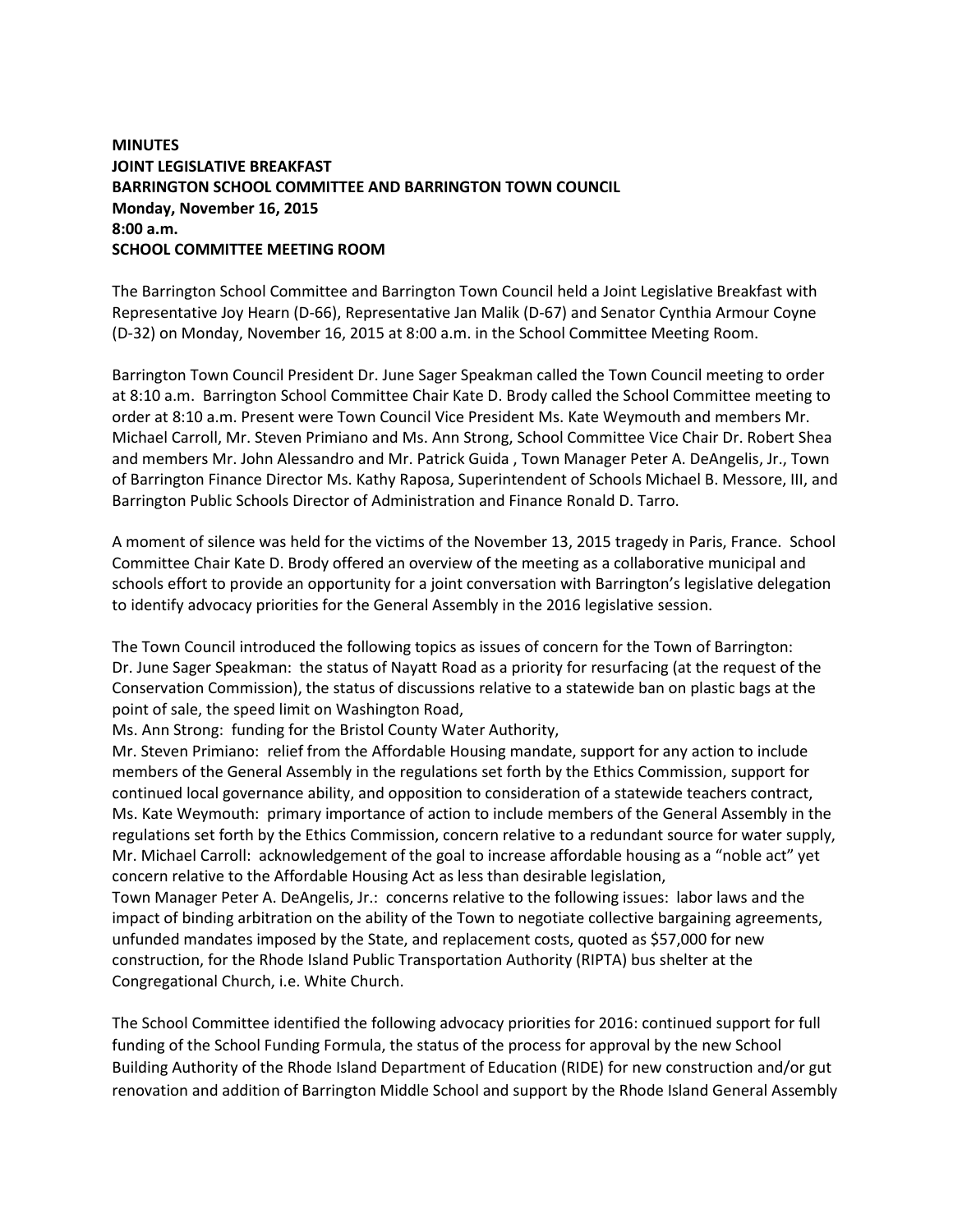**MINUTES**
**JOINT LEGISLATIVE BREAKFAST**
**BARRINGTON SCHOOL COMMITTEE AND BARRINGTON TOWN COUNCIL**
**Monday, November 16, 2015**
**8:00 a.m.**
**SCHOOL COMMITTEE MEETING ROOM**

The Barrington School Committee and Barrington Town Council held a Joint Legislative Breakfast with Representative Joy Hearn (D-66), Representative Jan Malik (D-67) and Senator Cynthia Armour Coyne (D-32) on Monday, November 16, 2015 at 8:00 a.m. in the School Committee Meeting Room.

Barrington Town Council President Dr. June Sager Speakman called the Town Council meeting to order at 8:10 a.m. Barrington School Committee Chair Kate D. Brody called the School Committee meeting to order at 8:10 a.m. Present were Town Council Vice President Ms. Kate Weymouth and members Mr. Michael Carroll, Mr. Steven Primiano and Ms. Ann Strong, School Committee Vice Chair Dr. Robert Shea and members Mr. John Alessandro and Mr. Patrick Guida , Town Manager Peter A. DeAngelis, Jr., Town of Barrington Finance Director Ms. Kathy Raposa, Superintendent of Schools Michael B. Messore, III, and Barrington Public Schools Director of Administration and Finance Ronald D. Tarro.

A moment of silence was held for the victims of the November 13, 2015 tragedy in Paris, France. School Committee Chair Kate D. Brody offered an overview of the meeting as a collaborative municipal and schools effort to provide an opportunity for a joint conversation with Barrington's legislative delegation to identify advocacy priorities for the General Assembly in the 2016 legislative session.

The Town Council introduced the following topics as issues of concern for the Town of Barrington:
Dr. June Sager Speakman: the status of Nayatt Road as a priority for resurfacing (at the request of the Conservation Commission), the status of discussions relative to a statewide ban on plastic bags at the point of sale, the speed limit on Washington Road,
Ms. Ann Strong: funding for the Bristol County Water Authority,
Mr. Steven Primiano: relief from the Affordable Housing mandate, support for any action to include members of the General Assembly in the regulations set forth by the Ethics Commission, support for continued local governance ability, and opposition to consideration of a statewide teachers contract,
Ms. Kate Weymouth: primary importance of action to include members of the General Assembly in the regulations set forth by the Ethics Commission, concern relative to a redundant source for water supply,
Mr. Michael Carroll: acknowledgement of the goal to increase affordable housing as a "noble act" yet concern relative to the Affordable Housing Act as less than desirable legislation,
Town Manager Peter A. DeAngelis, Jr.: concerns relative to the following issues: labor laws and the impact of binding arbitration on the ability of the Town to negotiate collective bargaining agreements, unfunded mandates imposed by the State, and replacement costs, quoted as $57,000 for new construction, for the Rhode Island Public Transportation Authority (RIPTA) bus shelter at the Congregational Church, i.e. White Church.

The School Committee identified the following advocacy priorities for 2016: continued support for full funding of the School Funding Formula, the status of the process for approval by the new School Building Authority of the Rhode Island Department of Education (RIDE) for new construction and/or gut renovation and addition of Barrington Middle School and support by the Rhode Island General Assembly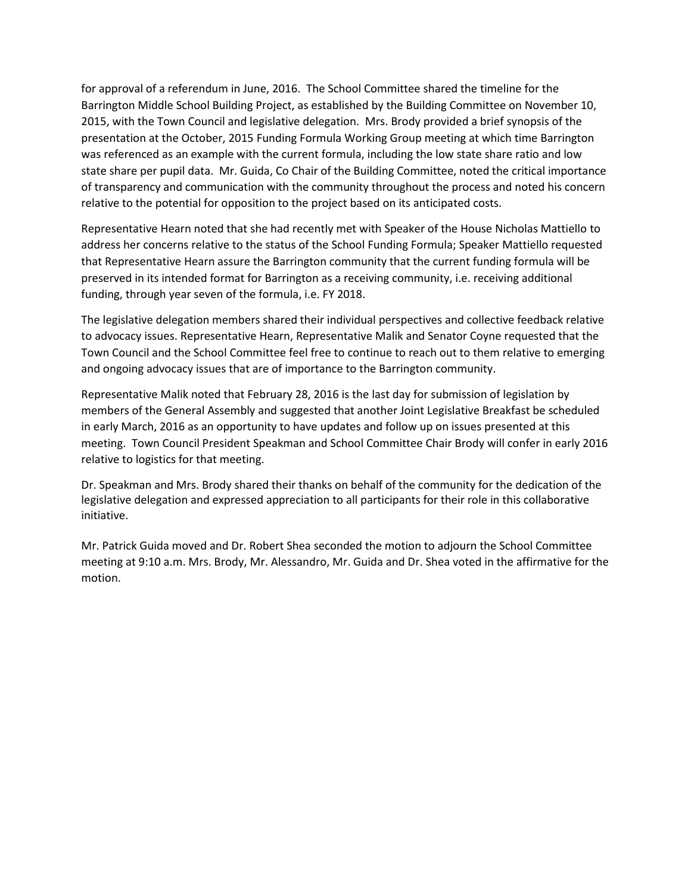for approval of a referendum in June, 2016. The School Committee shared the timeline for the Barrington Middle School Building Project, as established by the Building Committee on November 10, 2015, with the Town Council and legislative delegation. Mrs. Brody provided a brief synopsis of the presentation at the October, 2015 Funding Formula Working Group meeting at which time Barrington was referenced as an example with the current formula, including the low state share ratio and low state share per pupil data. Mr. Guida, Co Chair of the Building Committee, noted the critical importance of transparency and communication with the community throughout the process and noted his concern relative to the potential for opposition to the project based on its anticipated costs.

Representative Hearn noted that she had recently met with Speaker of the House Nicholas Mattiello to address her concerns relative to the status of the School Funding Formula; Speaker Mattiello requested that Representative Hearn assure the Barrington community that the current funding formula will be preserved in its intended format for Barrington as a receiving community, i.e. receiving additional funding, through year seven of the formula, i.e. FY 2018.

The legislative delegation members shared their individual perspectives and collective feedback relative to advocacy issues. Representative Hearn, Representative Malik and Senator Coyne requested that the Town Council and the School Committee feel free to continue to reach out to them relative to emerging and ongoing advocacy issues that are of importance to the Barrington community.

Representative Malik noted that February 28, 2016 is the last day for submission of legislation by members of the General Assembly and suggested that another Joint Legislative Breakfast be scheduled in early March, 2016 as an opportunity to have updates and follow up on issues presented at this meeting. Town Council President Speakman and School Committee Chair Brody will confer in early 2016 relative to logistics for that meeting.

Dr. Speakman and Mrs. Brody shared their thanks on behalf of the community for the dedication of the legislative delegation and expressed appreciation to all participants for their role in this collaborative initiative.

Mr. Patrick Guida moved and Dr. Robert Shea seconded the motion to adjourn the School Committee meeting at 9:10 a.m. Mrs. Brody, Mr. Alessandro, Mr. Guida and Dr. Shea voted in the affirmative for the motion.